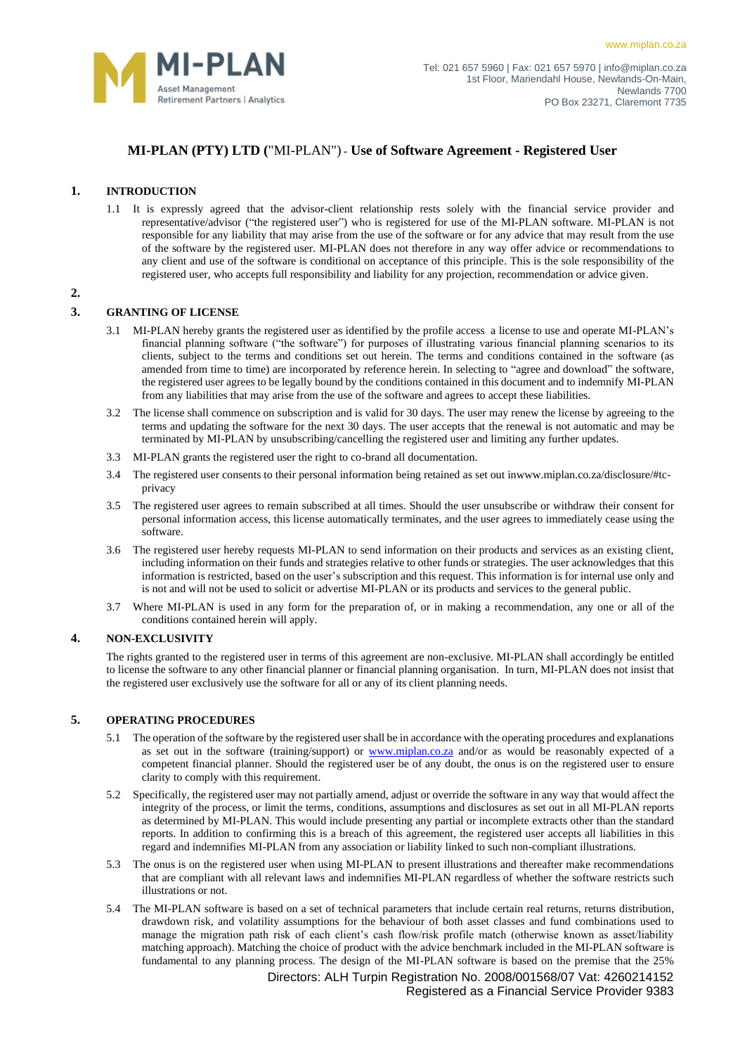# MI-PLAN (PTY) LTD ("MI-PLAN") - Use of Software Agreement - Registered User

## 1. INTRODUCTION

1.1 It is expressly agreed that the advisor-client relationship rests solely with the financial service provider and representative/advisor ("the registered user") who is registered for use of the MI-PLAN software. MI-PLAN is not responsible for any liability that may arise from the use of the software or for any advice that may result from the use of the software by the registered user. MI-PLAN does not therefore in any way offer advice or recommendations to any client and use of the software is conditional on acceptance of this principle. This is the sole responsibility of the registered user, who accepts full responsibility and liability for any projection, recommendation or advice given.

## 2.

## 3. GRANTING OF LICENSE

3.1 MI-PLAN hereby grants the registered user as identified by the profile access a license to use and operate MI-PLAN's financial planning software ("the software") for purposes of illustrating various financial planning scenarios to its clients, subject to the terms and conditions set out herein. The terms and conditions contained in the software (as amended from time to time) are incorporated by reference herein. In selecting to "agree and download" the software, the registered user agrees to be legally bound by the conditions contained in this document and to indemnify MI-PLAN from any liabilities that may arise from the use of the software and agrees to accept these liabilities.

3.2 The license shall commence on subscription and is valid for 30 days. The user may renew the license by agreeing to the terms and updating the software for the next 30 days. The user accepts that the renewal is not automatic and may be terminated by MI-PLAN by unsubscribing/cancelling the registered user and limiting any further updates.

3.3 MI-PLAN grants the registered user the right to co-brand all documentation.

3.4 The registered user consents to their personal information being retained as set out inwww.miplan.co.za/disclosure/#tc-privacy

3.5 The registered user agrees to remain subscribed at all times. Should the user unsubscribe or withdraw their consent for personal information access, this license automatically terminates, and the user agrees to immediately cease using the software.

3.6 The registered user hereby requests MI-PLAN to send information on their products and services as an existing client, including information on their funds and strategies relative to other funds or strategies. The user acknowledges that this information is restricted, based on the user's subscription and this request. This information is for internal use only and is not and will not be used to solicit or advertise MI-PLAN or its products and services to the general public.

3.7 Where MI-PLAN is used in any form for the preparation of, or in making a recommendation, any one or all of the conditions contained herein will apply.

## 4. NON-EXCLUSIVITY

The rights granted to the registered user in terms of this agreement are non-exclusive. MI-PLAN shall accordingly be entitled to license the software to any other financial planner or financial planning organisation. In turn, MI-PLAN does not insist that the registered user exclusively use the software for all or any of its client planning needs.

## 5. OPERATING PROCEDURES

5.1 The operation of the software by the registered user shall be in accordance with the operating procedures and explanations as set out in the software (training/support) or www.miplan.co.za and/or as would be reasonably expected of a competent financial planner. Should the registered user be of any doubt, the onus is on the registered user to ensure clarity to comply with this requirement.

5.2 Specifically, the registered user may not partially amend, adjust or override the software in any way that would affect the integrity of the process, or limit the terms, conditions, assumptions and disclosures as set out in all MI-PLAN reports as determined by MI-PLAN. This would include presenting any partial or incomplete extracts other than the standard reports. In addition to confirming this is a breach of this agreement, the registered user accepts all liabilities in this regard and indemnifies MI-PLAN from any association or liability linked to such non-compliant illustrations.

5.3 The onus is on the registered user when using MI-PLAN to present illustrations and thereafter make recommendations that are compliant with all relevant laws and indemnifies MI-PLAN regardless of whether the software restricts such illustrations or not.

5.4 The MI-PLAN software is based on a set of technical parameters that include certain real returns, returns distribution, drawdown risk, and volatility assumptions for the behaviour of both asset classes and fund combinations used to manage the migration path risk of each client's cash flow/risk profile match (otherwise known as asset/liability matching approach). Matching the choice of product with the advice benchmark included in the MI-PLAN software is fundamental to any planning process. The design of the MI-PLAN software is based on the premise that the 25%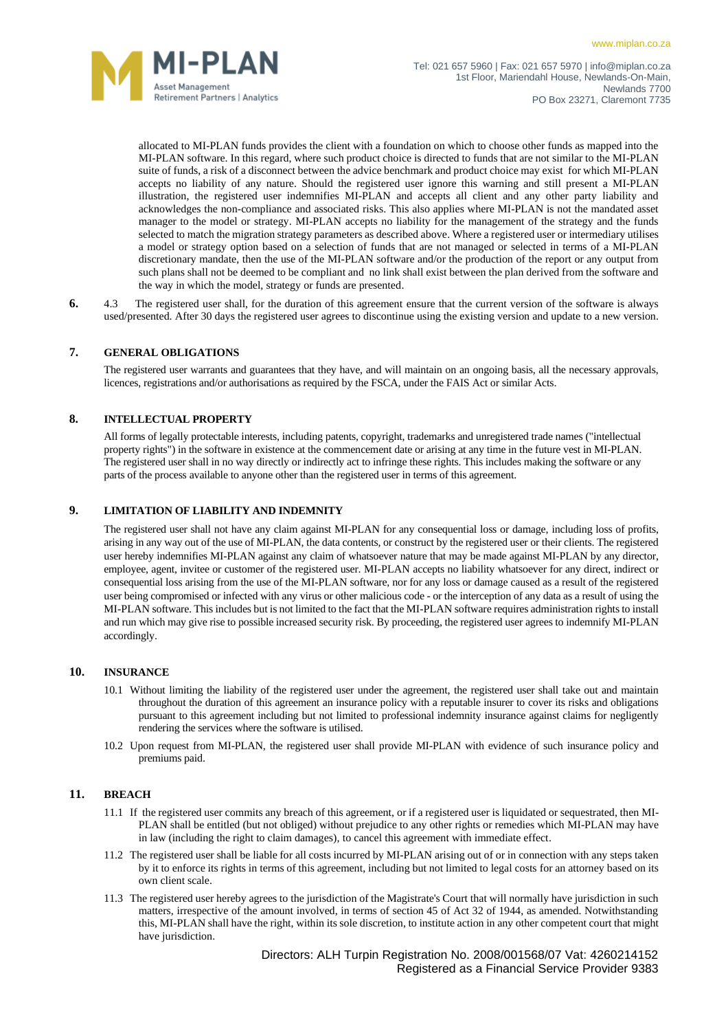allocated to MI-PLAN funds provides the client with a foundation on which to choose other funds as mapped into the MI-PLAN software. In this regard, where such product choice is directed to funds that are not similar to the MI-PLAN suite of funds, a risk of a disconnect between the advice benchmark and product choice may exist for which MI-PLAN accepts no liability of any nature. Should the registered user ignore this warning and still present a MI-PLAN illustration, the registered user indemnifies MI-PLAN and accepts all client and any other party liability and acknowledges the non-compliance and associated risks. This also applies where MI-PLAN is not the mandated asset manager to the model or strategy. MI-PLAN accepts no liability for the management of the strategy and the funds selected to match the migration strategy parameters as described above. Where a registered user or intermediary utilises a model or strategy option based on a selection of funds that are not managed or selected in terms of a MI-PLAN discretionary mandate, then the use of the MI-PLAN software and/or the production of the report or any output from such plans shall not be deemed to be compliant and no link shall exist between the plan derived from the software and the way in which the model, strategy or funds are presented.

**6.** 4.3 The registered user shall, for the duration of this agreement ensure that the current version of the software is always used/presented. After 30 days the registered user agrees to discontinue using the existing version and update to a new version.

## 7. GENERAL OBLIGATIONS

The registered user warrants and guarantees that they have, and will maintain on an ongoing basis, all the necessary approvals, licences, registrations and/or authorisations as required by the FSCA, under the FAIS Act or similar Acts.

## 8. INTELLECTUAL PROPERTY

All forms of legally protectable interests, including patents, copyright, trademarks and unregistered trade names ("intellectual property rights") in the software in existence at the commencement date or arising at any time in the future vest in MI-PLAN. The registered user shall in no way directly or indirectly act to infringe these rights. This includes making the software or any parts of the process available to anyone other than the registered user in terms of this agreement.

## 9. LIMITATION OF LIABILITY AND INDEMNITY

The registered user shall not have any claim against MI-PLAN for any consequential loss or damage, including loss of profits, arising in any way out of the use of MI-PLAN, the data contents, or construct by the registered user or their clients. The registered user hereby indemnifies MI-PLAN against any claim of whatsoever nature that may be made against MI-PLAN by any director, employee, agent, invitee or customer of the registered user. MI-PLAN accepts no liability whatsoever for any direct, indirect or consequential loss arising from the use of the MI-PLAN software, nor for any loss or damage caused as a result of the registered user being compromised or infected with any virus or other malicious code - or the interception of any data as a result of using the MI-PLAN software. This includes but is not limited to the fact that the MI-PLAN software requires administration rights to install and run which may give rise to possible increased security risk. By proceeding, the registered user agrees to indemnify MI-PLAN accordingly.

## 10. INSURANCE

10.1 Without limiting the liability of the registered user under the agreement, the registered user shall take out and maintain throughout the duration of this agreement an insurance policy with a reputable insurer to cover its risks and obligations pursuant to this agreement including but not limited to professional indemnity insurance against claims for negligently rendering the services where the software is utilised.

10.2 Upon request from MI-PLAN, the registered user shall provide MI-PLAN with evidence of such insurance policy and premiums paid.

## 11. BREACH

11.1 If the registered user commits any breach of this agreement, or if a registered user is liquidated or sequestrated, then MI-PLAN shall be entitled (but not obliged) without prejudice to any other rights or remedies which MI-PLAN may have in law (including the right to claim damages), to cancel this agreement with immediate effect.

11.2 The registered user shall be liable for all costs incurred by MI-PLAN arising out of or in connection with any steps taken by it to enforce its rights in terms of this agreement, including but not limited to legal costs for an attorney based on its own client scale.

11.3 The registered user hereby agrees to the jurisdiction of the Magistrate's Court that will normally have jurisdiction in such matters, irrespective of the amount involved, in terms of section 45 of Act 32 of 1944, as amended. Notwithstanding this, MI-PLAN shall have the right, within its sole discretion, to institute action in any other competent court that might have jurisdiction.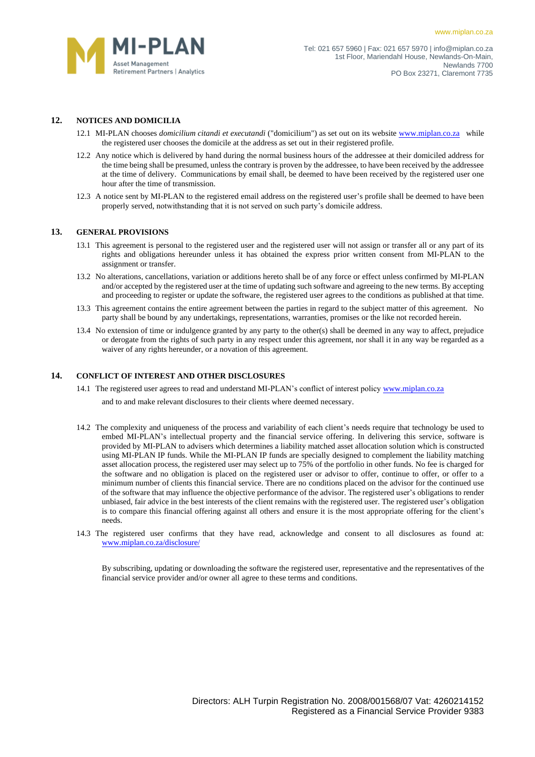## 12. NOTICES AND DOMICILIA

12.1 MI-PLAN chooses *domicilium citandi et executandi* ("domicilium") as set out on its website www.miplan.co.za while the registered user chooses the domicile at the address as set out in their registered profile.

12.2 Any notice which is delivered by hand during the normal business hours of the addressee at their domiciled address for the time being shall be presumed, unless the contrary is proven by the addressee, to have been received by the addressee at the time of delivery. Communications by email shall, be deemed to have been received by the registered user one hour after the time of transmission.

12.3 A notice sent by MI-PLAN to the registered email address on the registered user's profile shall be deemed to have been properly served, notwithstanding that it is not served on such party's domicile address.

## 13. GENERAL PROVISIONS

13.1 This agreement is personal to the registered user and the registered user will not assign or transfer all or any part of its rights and obligations hereunder unless it has obtained the express prior written consent from MI-PLAN to the assignment or transfer.

13.2 No alterations, cancellations, variation or additions hereto shall be of any force or effect unless confirmed by MI-PLAN and/or accepted by the registered user at the time of updating such software and agreeing to the new terms. By accepting and proceeding to register or update the software, the registered user agrees to the conditions as published at that time.

13.3 This agreement contains the entire agreement between the parties in regard to the subject matter of this agreement. No party shall be bound by any undertakings, representations, warranties, promises or the like not recorded herein.

13.4 No extension of time or indulgence granted by any party to the other(s) shall be deemed in any way to affect, prejudice or derogate from the rights of such party in any respect under this agreement, nor shall it in any way be regarded as a waiver of any rights hereunder, or a novation of this agreement.

## 14. CONFLICT OF INTEREST AND OTHER DISCLOSURES

14.1 The registered user agrees to read and understand MI-PLAN's conflict of interest policy www.miplan.co.za

and to and make relevant disclosures to their clients where deemed necessary.

14.2 The complexity and uniqueness of the process and variability of each client's needs require that technology be used to embed MI-PLAN's intellectual property and the financial service offering. In delivering this service, software is provided by MI-PLAN to advisers which determines a liability matched asset allocation solution which is constructed using MI-PLAN IP funds. While the MI-PLAN IP funds are specially designed to complement the liability matching asset allocation process, the registered user may select up to 75% of the portfolio in other funds. No fee is charged for the software and no obligation is placed on the registered user or advisor to offer, continue to offer, or offer to a minimum number of clients this financial service. There are no conditions placed on the advisor for the continued use of the software that may influence the objective performance of the advisor. The registered user's obligations to render unbiased, fair advice in the best interests of the client remains with the registered user. The registered user's obligation is to compare this financial offering against all others and ensure it is the most appropriate offering for the client's needs.

14.3 The registered user confirms that they have read, acknowledge and consent to all disclosures as found at: www.miplan.co.za/disclosure/

By subscribing, updating or downloading the software the registered user, representative and the representatives of the financial service provider and/or owner all agree to these terms and conditions.